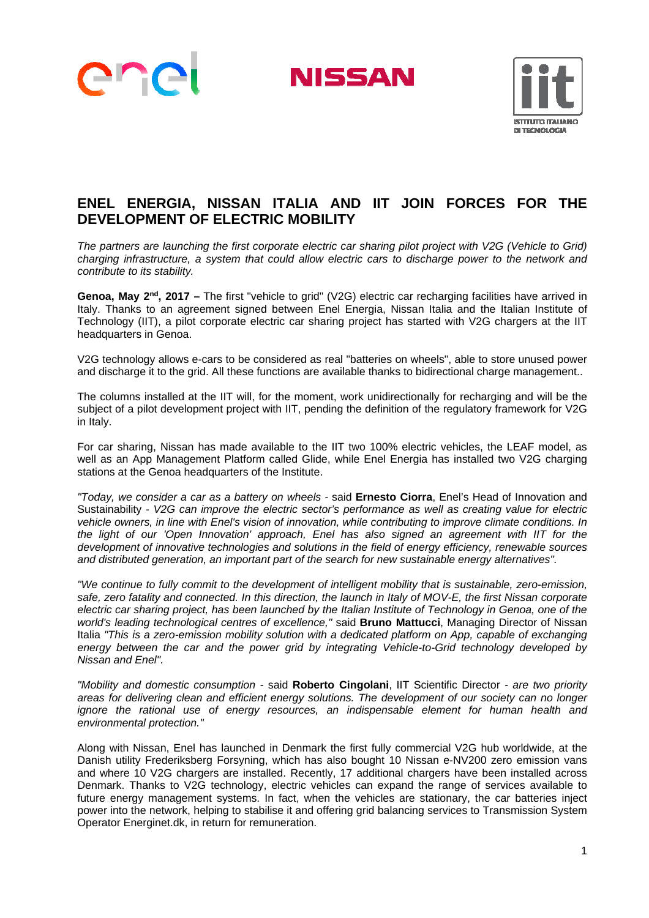# ENEL ENERGIA, NISSAN ITALIA AND IIT JOIN FORCES FOR THE DEVELOPMENT OF ELECTRIC MOBILITY

*The partners are launching the first corporate electric car sharing pilot project with V2G (Vehicle to Grid) charging infrastructure, a system that could allow electric cars to discharge power to the network and contribute to its stability.*

**Genoa, May 2nd, 2017 –** The first "vehicle to grid" (V2G) electric car recharging facilities have arrived in Italy. Thanks to an agreement signed between Enel Energia, Nissan Italia and the Italian Institute of Technology (IIT), a pilot corporate electric car sharing project has started with V2G chargers at the IIT headquarters in Genoa.

V2G technology allows e-cars to be considered as real "batteries on wheels", able to store unused power and discharge it to the grid. All these functions are available thanks to bidirectional charge management..

The columns installed at the IIT will, for the moment, work unidirectionally for recharging and will be the subject of a pilot development project with IIT, pending the definition of the regulatory framework for V2G in Italy.

For car sharing, Nissan has made available to the IIT two 100% electric vehicles, the LEAF model, as well as an App Management Platform called Glide, while Enel Energia has installed two V2G charging stations at the Genoa headquarters of the Institute.

*"Today, we consider a car as a battery on wheels* - said **Ernesto Ciorra**, Enel's Head of Innovation and Sustainability - *V2G can improve the electric sector's performance as well as creating value for electric vehicle owners, in line with Enel's vision of innovation, while contributing to improve climate conditions. In the light of our 'Open Innovation' approach, Enel has also signed an agreement with IIT for the development of innovative technologies and solutions in the field of energy efficiency, renewable sources and distributed generation, an important part of the search for new sustainable energy alternatives".*

*"We continue to fully commit to the development of intelligent mobility that is sustainable, zero-emission, safe, zero fatality and connected. In this direction, the launch in Italy of MOV-E, the first Nissan corporate electric car sharing project, has been launched by the Italian Institute of Technology in Genoa, one of the world's leading technological centres of excellence,"* said **Bruno Mattucci**, Managing Director of Nissan Italia *"This is a zero-emission mobility solution with a dedicated platform on App, capable of exchanging energy between the car and the power grid by integrating Vehicle-to-Grid technology developed by Nissan and Enel".*

*"Mobility and domestic consumption* - said **Roberto Cingolani**, IIT Scientific Director - *are two priority areas for delivering clean and efficient energy solutions. The development of our society can no longer ignore the rational use of energy resources, an indispensable element for human health and environmental protection."*

Along with Nissan, Enel has launched in Denmark the first fully commercial V2G hub worldwide, at the Danish utility Frederiksberg Forsyning, which has also bought 10 Nissan e-NV200 zero emission vans and where 10 V2G chargers are installed. Recently, 17 additional chargers have been installed across Denmark. Thanks to V2G technology, electric vehicles can expand the range of services available to future energy management systems. In fact, when the vehicles are stationary, the car batteries inject power into the network, helping to stabilise it and offering grid balancing services to Transmission System Operator Energinet.dk, in return for remuneration.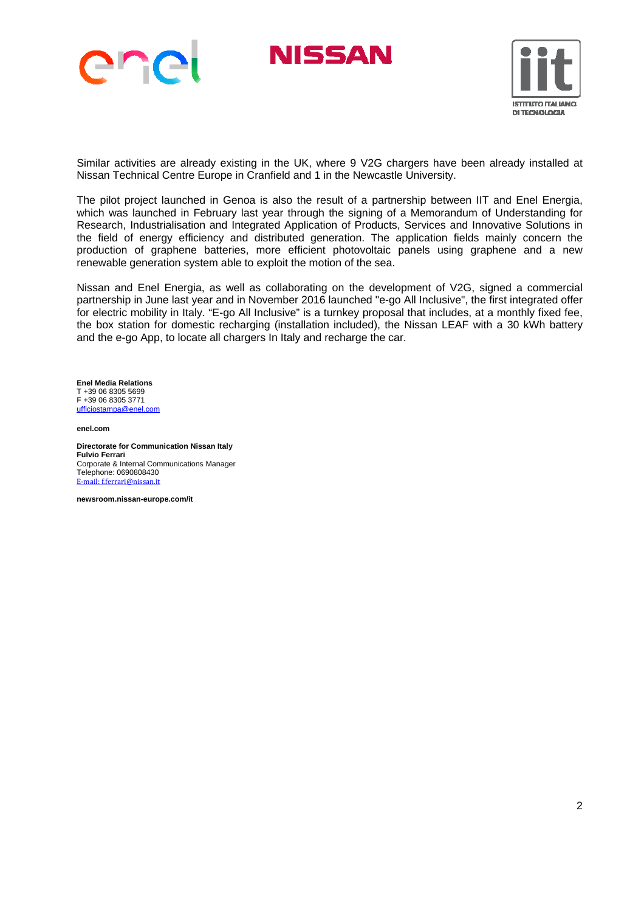Similar activities are already existing in the UK, where 9 V2G chargers have been already installed at Nissan Technical Centre Europe in Cranfield and 1 in the Newcastle University.

The pilot project launched in Genoa is also the result of a partnership between IIT and Enel Energia, which was launched in February last year through the signing of a Memorandum of Understanding for Research, Industrialisation and Integrated Application of Products, Services and Innovative Solutions in the field of energy efficiency and distributed generation. The application fields mainly concern the production of graphene batteries, more efficient photovoltaic panels using graphene and a new renewable generation system able to exploit the motion of the sea.

Nissan and Enel Energia, as well as collaborating on the development of V2G, signed a commercial partnership in June last year and in November 2016 launched "e-go All Inclusive", the first integrated offer for electric mobility in Italy. "E-go All Inclusive" is a turnkey proposal that includes, at a monthly fixed fee, the box station for domestic recharging (installation included), the Nissan LEAF with a 30 kWh battery and the e-go App, to locate all chargers In Italy and recharge the car.

**Enel Media Relations**
T +39 06 8305 5699
F +39 06 8305 3771
ufficiostampa@enel.com

**enel.com**

**Directorate for Communication Nissan Italy**
**Fulvio Ferrari**
Corporate & Internal Communications Manager
Telephone: 0690808430
E-mail: f.ferrari@nissan.it

**newsroom.nissan-europe.com/it**